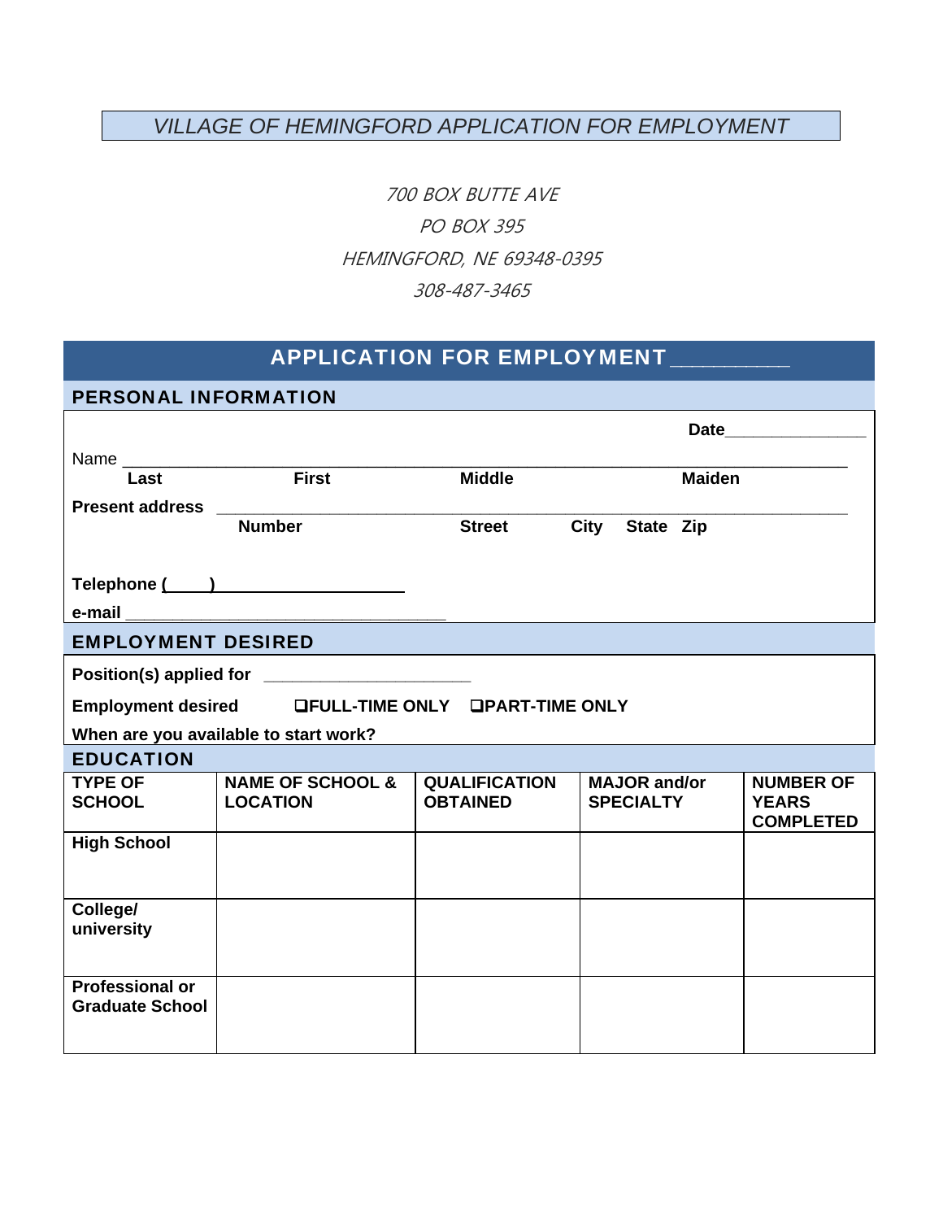# *VILLAGE OF HEMINGFORD APPLICATION FOR EMPLOYMENT*

*700 BOX BUTTE AVE*

*PO BOX 395*

*HEMINGFORD, NE 69348-0395*

*308-487-3465*

## APPLICATION FOR EMPLOYMENT __________

### PERSONAL INFORMATION

**Date**_______________

Name ___________________________________________________________________________

**Last** **First** **Middle** **Maiden**

**Present address** ______________________________________________________________

**Number** **Street** **City** **State** **Zip**

**Telephone (____)** ____________________

**e-mail** ________________________________

### EMPLOYMENT DESIRED

**Position(s) applied for** ______________________

**Employment desired** ❑**FULL-TIME ONLY** ❑**PART-TIME ONLY**

**When are you available to start work?**

### EDUCATION

| TYPE OF SCHOOL | NAME OF SCHOOL & LOCATION | QUALIFICATION OBTAINED | MAJOR and/or SPECIALTY | NUMBER OF YEARS COMPLETED |
|---|---|---|---|---|
| High School | | | | |
| College/ university | | | | |
| Professional or Graduate School | | | | |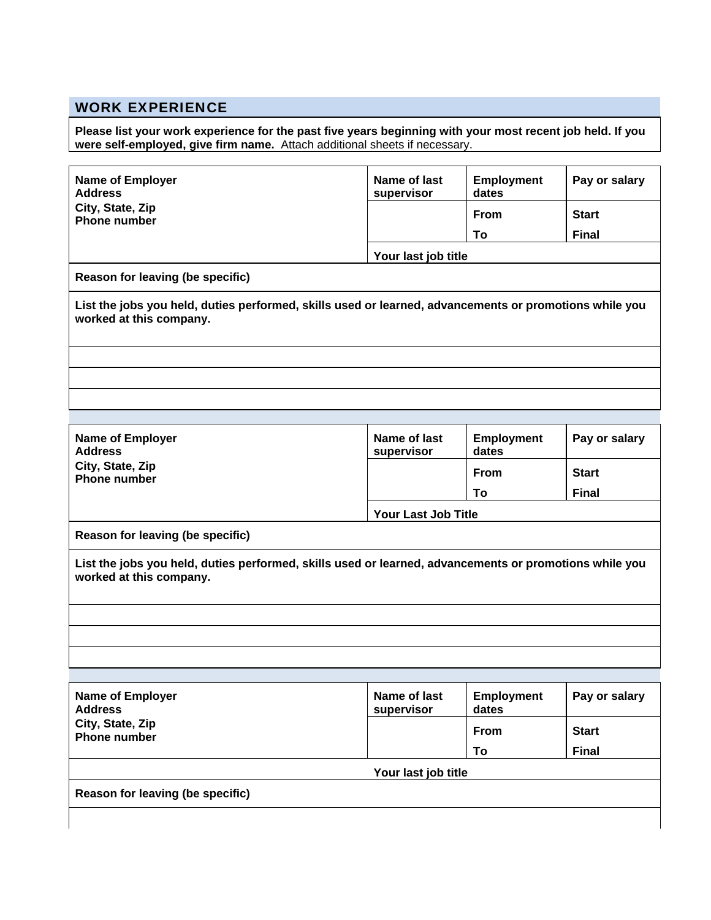## WORK EXPERIENCE

**Please list your work experience for the past five years beginning with your most recent job held. If you were self-employed, give firm name.** Attach additional sheets if necessary.

| **Name of Employer**<br>**Address**<br>**City, State, Zip**<br>**Phone number** | **Name of last supervisor** | **Employment dates** | **Pay or salary** |
|---|---|---|---|
| | | **From** | **Start** |
| | | **To** | **Final** |
| | **Your last job title** | | |
| **Reason for leaving (be specific)** | | | |
| **List the jobs you held, duties performed, skills used or learned, advancements or promotions while you worked at this company.** | | | |
| | | | |
| | | | |
| | | | |

| **Name of Employer**<br>**Address**<br>**City, State, Zip**<br>**Phone number** | **Name of last supervisor** | **Employment dates** | **Pay or salary** |
|---|---|---|---|
| | | **From** | **Start** |
| | | **To** | **Final** |
| | **Your Last Job Title** | | |
| **Reason for leaving (be specific)** | | | |
| **List the jobs you held, duties performed, skills used or learned, advancements or promotions while you worked at this company.** | | | |
| | | | |
| | | | |
| | | | |

| **Name of Employer**<br>**Address**<br>**City, State, Zip**<br>**Phone number** | **Name of last supervisor** | **Employment dates** | **Pay or salary** |
|---|---|---|---|
| | | **From** | **Start** |
| | | **To** | **Final** |
| | **Your last job title** | | |
| **Reason for leaving (be specific)** | | | |
| | | | |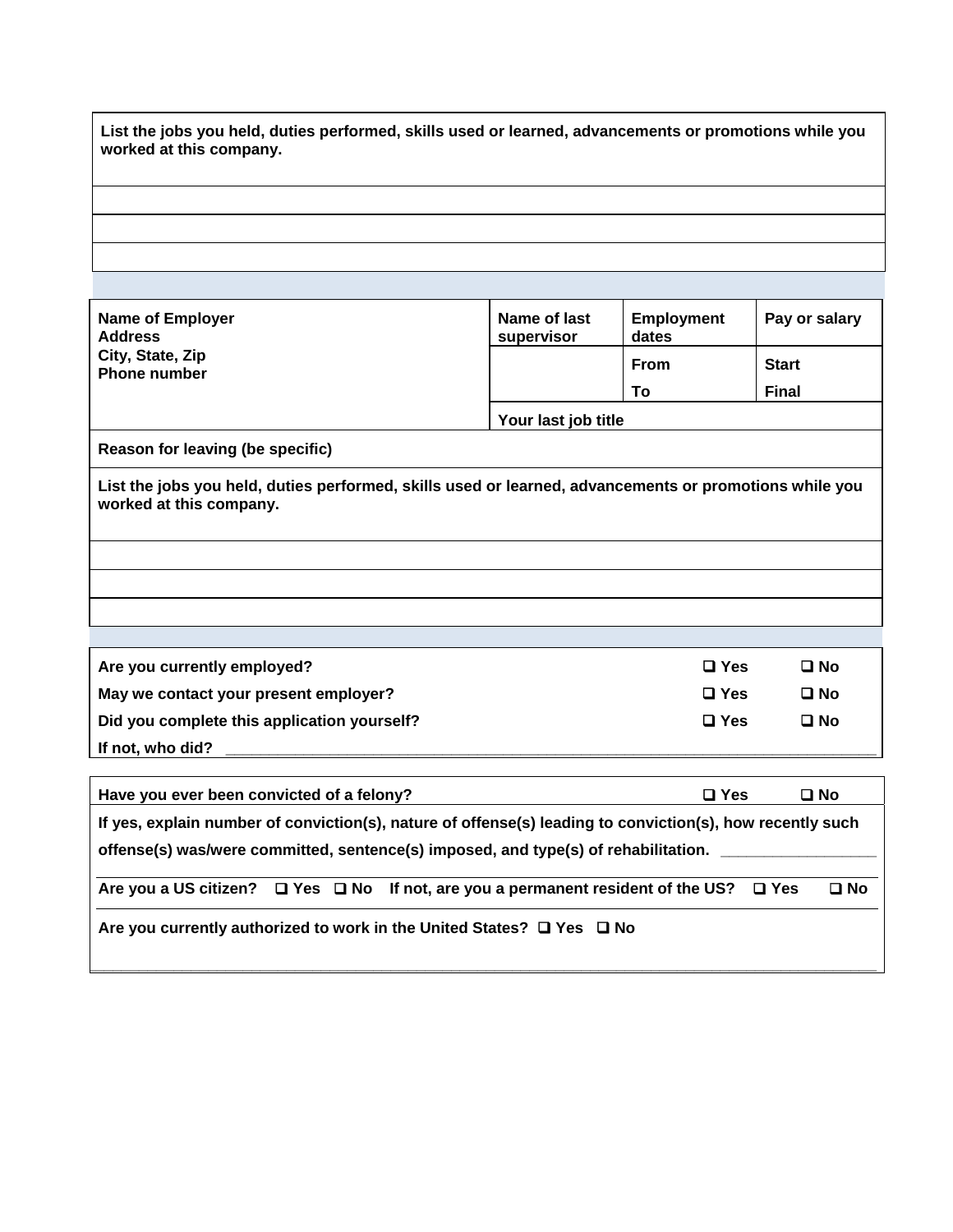| List the jobs you held, duties performed, skills used or learned, advancements or promotions while you worked at this company. |
|---|
| |
| |
| |

| Name of Employer<br>Address<br>City, State, Zip<br>Phone number | Name of last supervisor | Employment dates | Pay or salary |
|---|---|---|---|
| | | From | Start |
| | | To | Final |
| | Your last job title | | |
| Reason for leaving (be specific) | | | |

| List the jobs you held, duties performed, skills used or learned, advancements or promotions while you worked at this company. |
|---|
| |
| |
| |

| | | |
|---|---|---|
| Are you currently employed? | ❑ Yes | ❑ No |
| May we contact your present employer? | ❑ Yes | ❑ No |
| Did you complete this application yourself? | ❑ Yes | ❑ No |
| If not, who did? ______________________________ | | |

| | | |
|---|---|---|
| Have you ever been convicted of a felony? | ❑ Yes | ❑ No |

If yes, explain number of conviction(s), nature of offense(s) leading to conviction(s), how recently such offense(s) was/were committed, sentence(s) imposed, and type(s) of rehabilitation. ________________

Are you a US citizen? ❑ Yes ❑ No If not, are you a permanent resident of the US? ❑ Yes ❑ No

Are you currently authorized to work in the United States? ❑ Yes ❑ No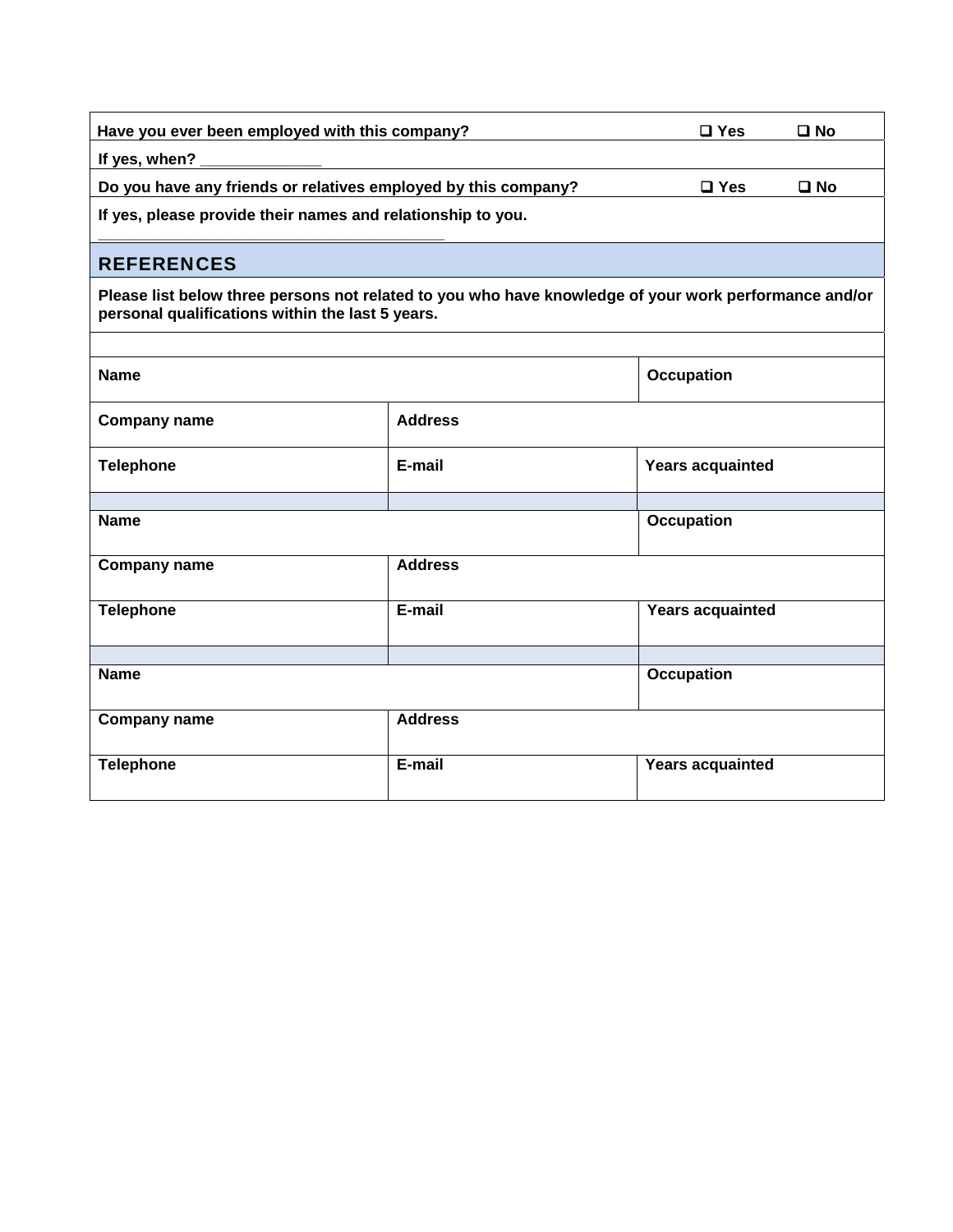| | | |
|---|---|---|
| **Have you ever been employed with this company?** | **❑ Yes** | **❑ No** |
| **If yes, when? \_\_\_\_\_\_\_\_\_\_\_\_\_\_** | | |
| **Do you have any friends or relatives employed by this company?** | **❑ Yes** | **❑ No** |
| **If yes, please provide their names and relationship to you. \_\_\_\_\_\_\_\_\_\_\_\_\_\_\_\_\_\_\_\_\_\_\_\_\_\_\_\_\_\_\_\_\_\_\_\_\_\_\_\_** | | |

## REFERENCES

**Please list below three persons not related to you who have knowledge of your work performance and/or personal qualifications within the last 5 years.**

| | | |
|---|---|---|
| **Name** | | **Occupation** |
| **Company name** | **Address** | |
| **Telephone** | **E-mail** | **Years acquainted** |
| | | |
| **Name** | | **Occupation** |
| **Company name** | **Address** | |
| **Telephone** | **E-mail** | **Years acquainted** |
| | | |
| **Name** | | **Occupation** |
| **Company name** | **Address** | |
| **Telephone** | **E-mail** | **Years acquainted** |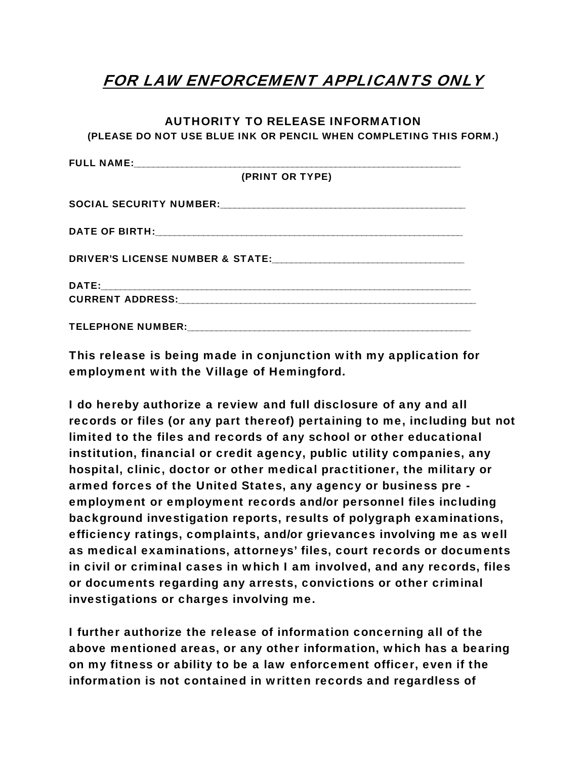# *FOR LAW ENFORCEMENT APPLICANTS ONLY*

## AUTHORITY TO RELEASE INFORMATION

**(PLEASE DO NOT USE BLUE INK OR PENCIL WHEN COMPLETING THIS FORM.)**

**FULL NAME:**_______________________________________________________________

**(PRINT OR TYPE)**

**SOCIAL SECURITY NUMBER:**____________________________________________

**DATE OF BIRTH:**_______________________________________________________

**DRIVER'S LICENSE NUMBER & STATE:**__________________________________

**DATE:**____________________________________________________________________

**CURRENT ADDRESS:**_____________________________________________________

**TELEPHONE NUMBER:**____________________________________________________

**This release is being made in conjunction with my application for employment with the Village of Hemingford.**

**I do hereby authorize a review and full disclosure of any and all records or files (or any part thereof) pertaining to me, including but not limited to the files and records of any school or other educational institution, financial or credit agency, public utility companies, any hospital, clinic, doctor or other medical practitioner, the military or armed forces of the United States, any agency or business pre - employment or employment records and/or personnel files including background investigation reports, results of polygraph examinations, efficiency ratings, complaints, and/or grievances involving me as well as medical examinations, attorneys' files, court records or documents in civil or criminal cases in which I am involved, and any records, files or documents regarding any arrests, convictions or other criminal investigations or charges involving me.**

**I further authorize the release of information concerning all of the above mentioned areas, or any other information, which has a bearing on my fitness or ability to be a law enforcement officer, even if the information is not contained in written records and regardless of**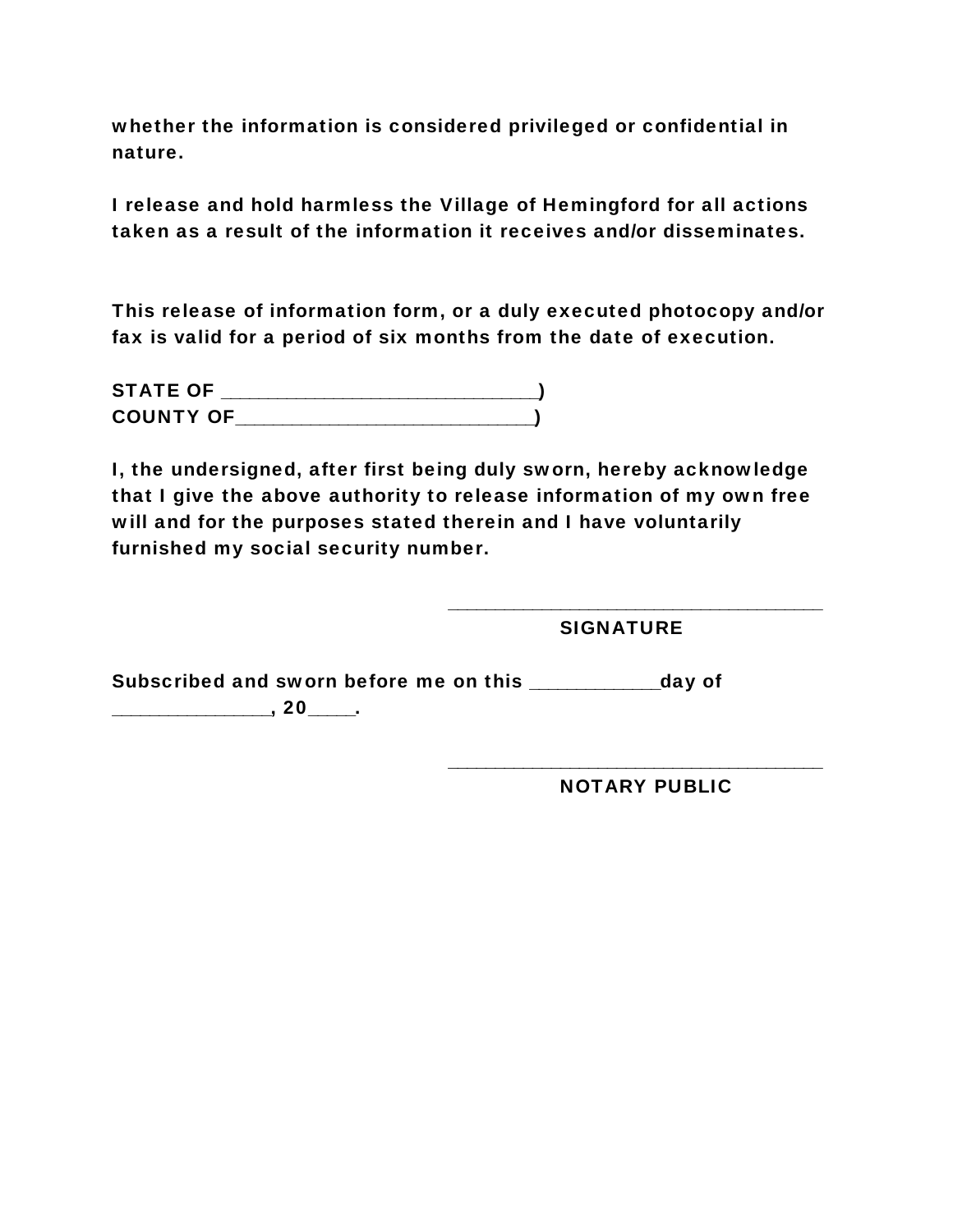**whether the information is considered privileged or confidential in nature.**

**I release and hold harmless the Village of Hemingford for all actions taken as a result of the information it receives and/or disseminates.**

**This release of information form, or a duly executed photocopy and/or fax is valid for a period of six months from the date of execution.**

**STATE OF _____________________________)**
**COUNTY OF____________________________)**

**I, the undersigned, after first being duly sworn, hereby acknowledge that I give the above authority to release information of my own free will and for the purposes stated therein and I have voluntarily furnished my social security number.**

____________________________________
**SIGNATURE**

**Subscribed and sworn before me on this ____________day of _______________, 20____.**

____________________________________
**NOTARY PUBLIC**